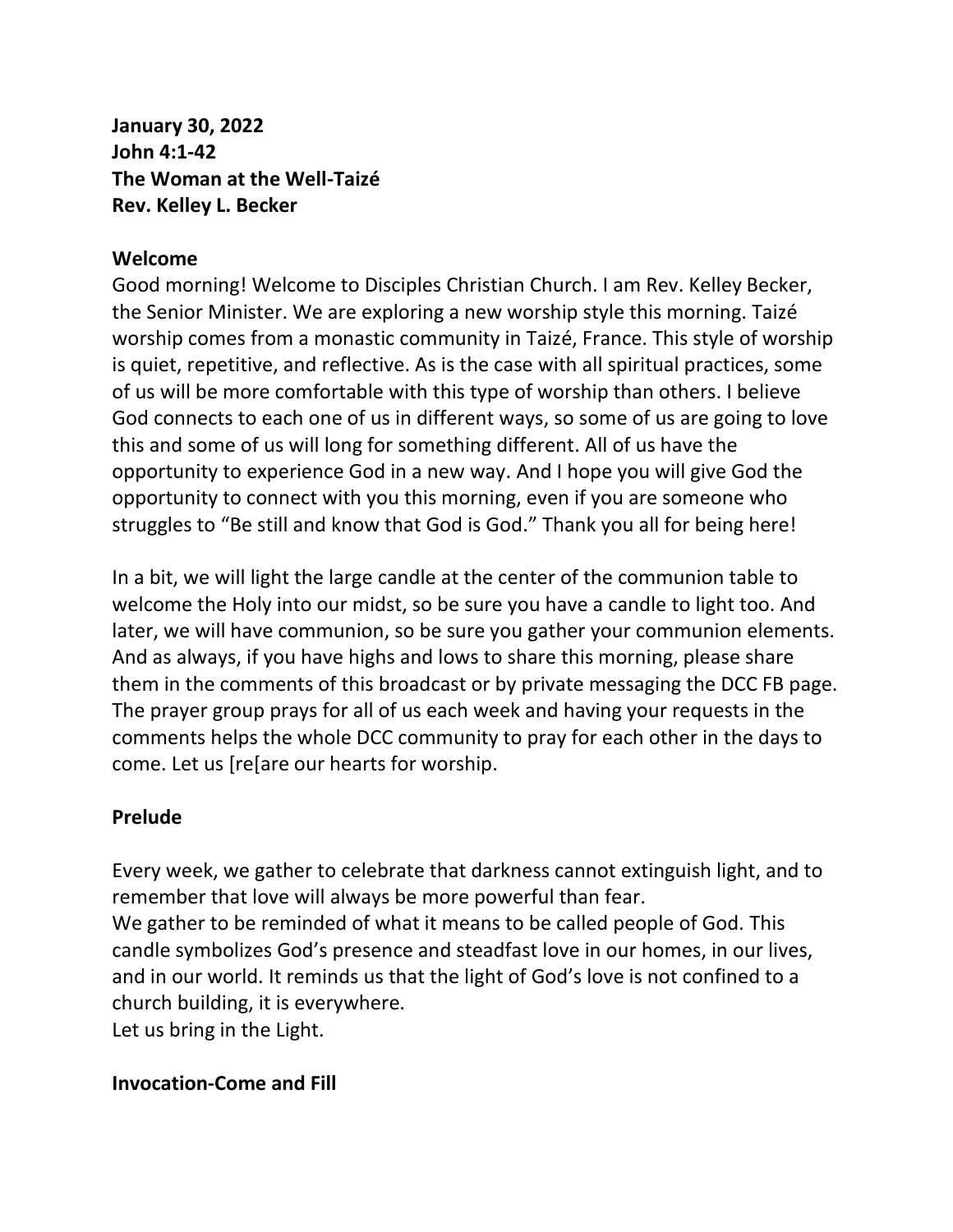**January 30, 2022**
**John 4:1-42**
**The Woman at the Well-Taizé**
**Rev. Kelley L. Becker**

**Welcome**

Good morning! Welcome to Disciples Christian Church. I am Rev. Kelley Becker, the Senior Minister. We are exploring a new worship style this morning. Taizé worship comes from a monastic community in Taizé, France. This style of worship is quiet, repetitive, and reflective. As is the case with all spiritual practices, some of us will be more comfortable with this type of worship than others. I believe God connects to each one of us in different ways, so some of us are going to love this and some of us will long for something different. All of us have the opportunity to experience God in a new way. And I hope you will give God the opportunity to connect with you this morning, even if you are someone who struggles to "Be still and know that God is God." Thank you all for being here!

In a bit, we will light the large candle at the center of the communion table to welcome the Holy into our midst, so be sure you have a candle to light too. And later, we will have communion, so be sure you gather your communion elements. And as always, if you have highs and lows to share this morning, please share them in the comments of this broadcast or by private messaging the DCC FB page. The prayer group prays for all of us each week and having your requests in the comments helps the whole DCC community to pray for each other in the days to come. Let us [re[are our hearts for worship.

**Prelude**

Every week, we gather to celebrate that darkness cannot extinguish light, and to remember that love will always be more powerful than fear.
We gather to be reminded of what it means to be called people of God. This candle symbolizes God's presence and steadfast love in our homes, in our lives, and in our world. It reminds us that the light of God's love is not confined to a church building, it is everywhere.
Let us bring in the Light.

**Invocation-Come and Fill**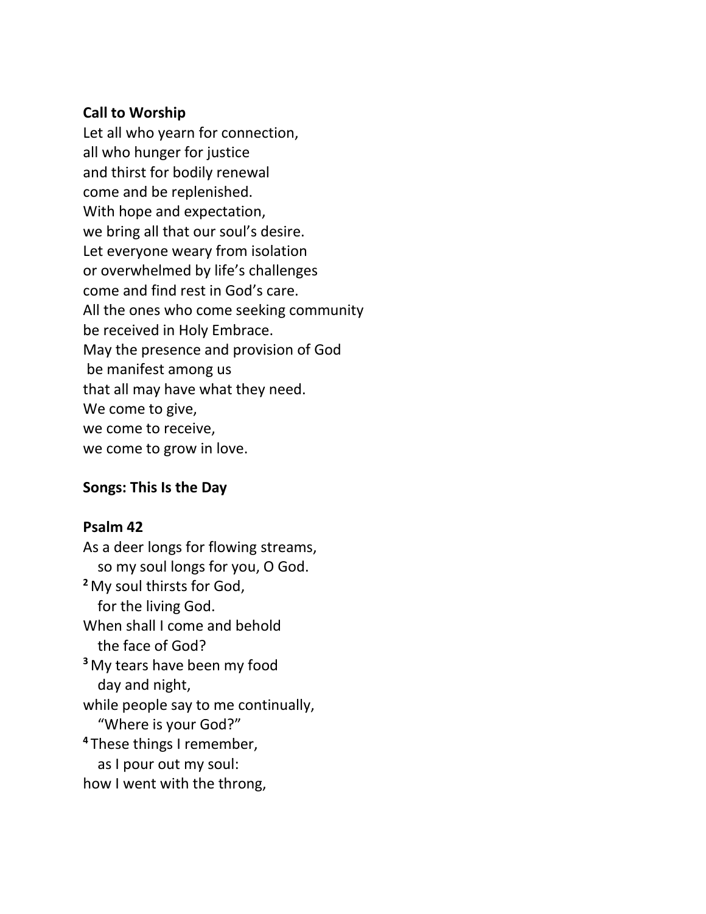**Call to Worship**

Let all who yearn for connection,
all who hunger for justice
and thirst for bodily renewal
come and be replenished.
With hope and expectation,
we bring all that our soul's desire.
Let everyone weary from isolation
or overwhelmed by life's challenges
come and find rest in God's care.
All the ones who come seeking community
be received in Holy Embrace.
May the presence and provision of God
be manifest among us
that all may have what they need.
We come to give,
we come to receive,
we come to grow in love.

**Songs: This Is the Day**

**Psalm 42**

As a deer longs for flowing streams,
so my soul longs for you, O God.
[2] My soul thirsts for God,
for the living God.
When shall I come and behold
the face of God?
[3] My tears have been my food
day and night,
while people say to me continually,
"Where is your God?"
[4] These things I remember,
as I pour out my soul:
how I went with the throng,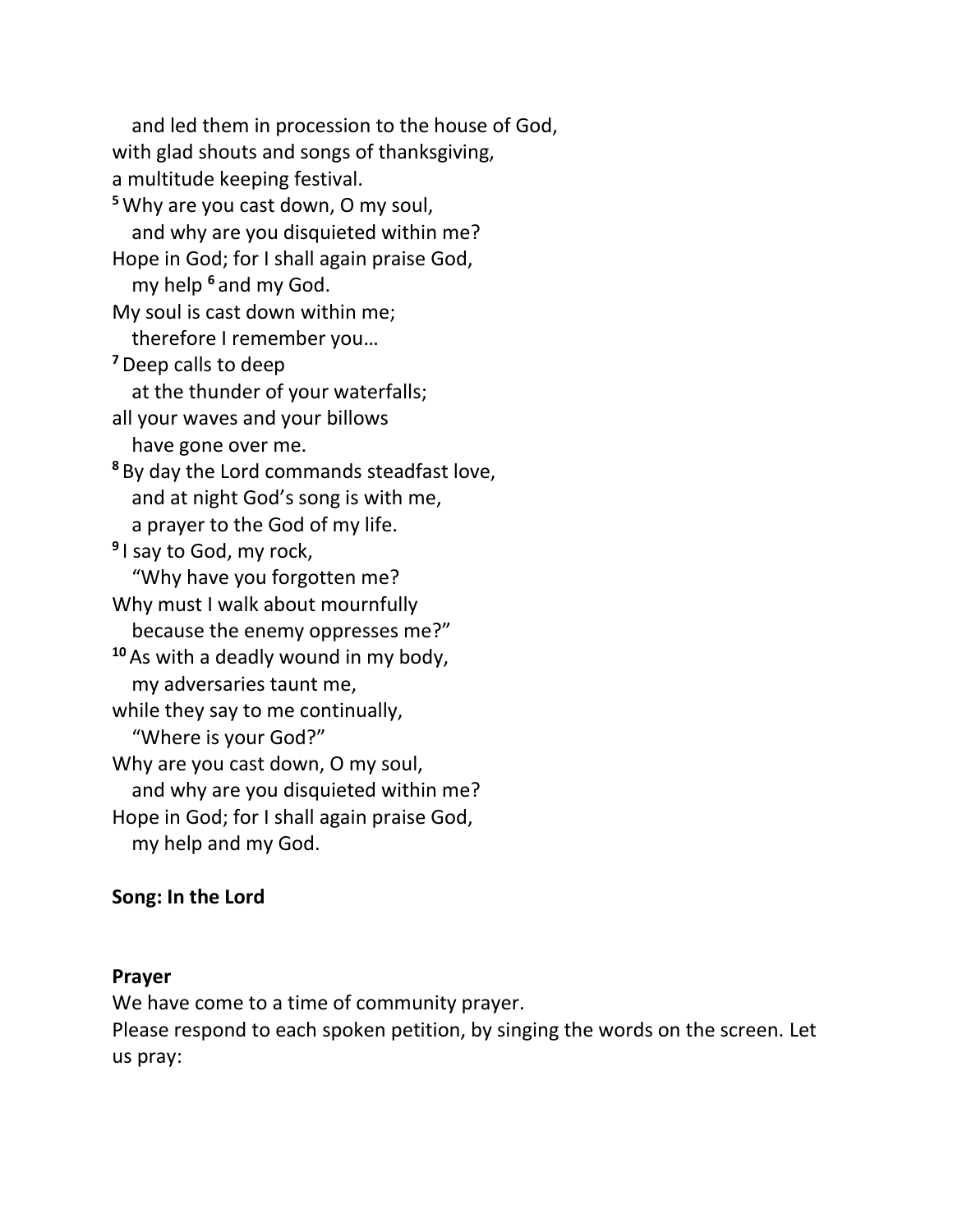and led them in procession to the house of God,  
with glad shouts and songs of thanksgiving,  
a multitude keeping festival.  
[5] Why are you cast down, O my soul,  
and why are you disquieted within me?  
Hope in God; for I shall again praise God,  
my help [6] and my God.  
My soul is cast down within me;  
therefore I remember you…  
[7] Deep calls to deep  
at the thunder of your waterfalls;  
all your waves and your billows  
have gone over me.  
[8] By day the Lord commands steadfast love,  
and at night God's song is with me,  
a prayer to the God of my life.  
[9] I say to God, my rock,  
"Why have you forgotten me?  
Why must I walk about mournfully  
because the enemy oppresses me?"  
[10] As with a deadly wound in my body,  
my adversaries taunt me,  
while they say to me continually,  
"Where is your God?"  
Why are you cast down, O my soul,  
and why are you disquieted within me?  
Hope in God; for I shall again praise God,  
my help and my God.

**Song: In the Lord**

**Prayer**

We have come to a time of community prayer.  
Please respond to each spoken petition, by singing the words on the screen. Let us pray: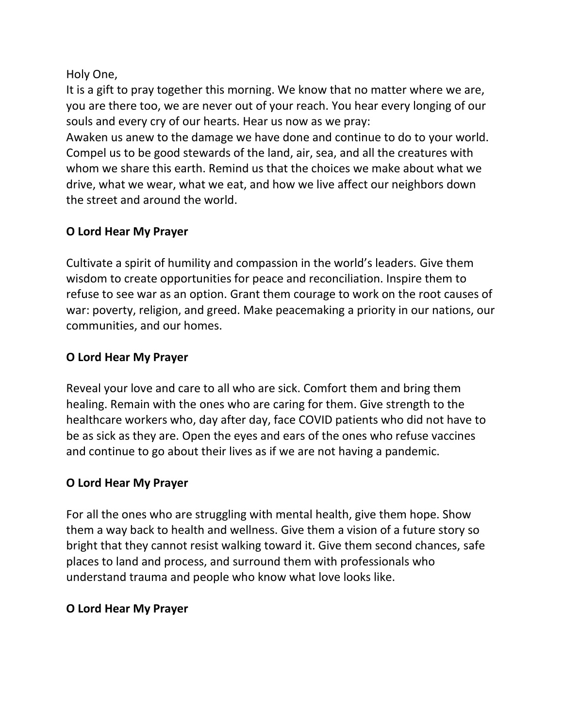Holy One,
It is a gift to pray together this morning. We know that no matter where we are, you are there too, we are never out of your reach. You hear every longing of our souls and every cry of our hearts. Hear us now as we pray:
Awaken us anew to the damage we have done and continue to do to your world. Compel us to be good stewards of the land, air, sea, and all the creatures with whom we share this earth. Remind us that the choices we make about what we drive, what we wear, what we eat, and how we live affect our neighbors down the street and around the world.

**O Lord Hear My Prayer**

Cultivate a spirit of humility and compassion in the world's leaders. Give them wisdom to create opportunities for peace and reconciliation. Inspire them to refuse to see war as an option. Grant them courage to work on the root causes of war: poverty, religion, and greed. Make peacemaking a priority in our nations, our communities, and our homes.

**O Lord Hear My Prayer**

Reveal your love and care to all who are sick. Comfort them and bring them healing. Remain with the ones who are caring for them. Give strength to the healthcare workers who, day after day, face COVID patients who did not have to be as sick as they are. Open the eyes and ears of the ones who refuse vaccines and continue to go about their lives as if we are not having a pandemic.

**O Lord Hear My Prayer**

For all the ones who are struggling with mental health, give them hope. Show them a way back to health and wellness. Give them a vision of a future story so bright that they cannot resist walking toward it. Give them second chances, safe places to land and process, and surround them with professionals who understand trauma and people who know what love looks like.

**O Lord Hear My Prayer**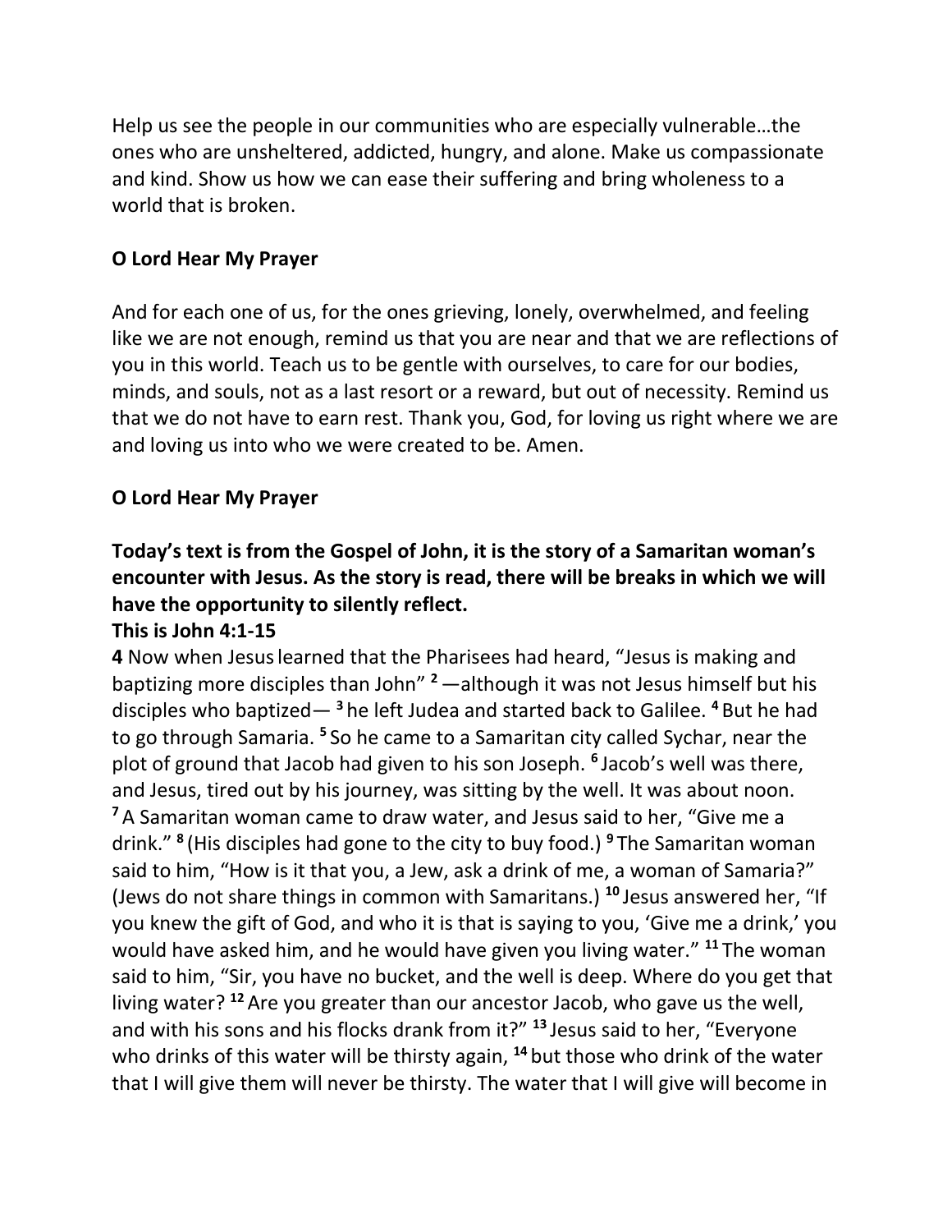Help us see the people in our communities who are especially vulnerable…the ones who are unsheltered, addicted, hungry, and alone. Make us compassionate and kind. Show us how we can ease their suffering and bring wholeness to a world that is broken.

**O Lord Hear My Prayer**

And for each one of us, for the ones grieving, lonely, overwhelmed, and feeling like we are not enough, remind us that you are near and that we are reflections of you in this world. Teach us to be gentle with ourselves, to care for our bodies, minds, and souls, not as a last resort or a reward, but out of necessity. Remind us that we do not have to earn rest. Thank you, God, for loving us right where we are and loving us into who we were created to be. Amen.

**O Lord Hear My Prayer**

**Today's text is from the Gospel of John, it is the story of a Samaritan woman's encounter with Jesus. As the story is read, there will be breaks in which we will have the opportunity to silently reflect.**
**This is John 4:1-15**

**4** Now when Jesus learned that the Pharisees had heard, "Jesus is making and baptizing more disciples than John" **2** —although it was not Jesus himself but his disciples who baptized— **3** he left Judea and started back to Galilee. **4** But he had to go through Samaria. **5** So he came to a Samaritan city called Sychar, near the plot of ground that Jacob had given to his son Joseph. **6** Jacob's well was there, and Jesus, tired out by his journey, was sitting by the well. It was about noon. **7** A Samaritan woman came to draw water, and Jesus said to her, "Give me a drink." **8** (His disciples had gone to the city to buy food.) **9** The Samaritan woman said to him, "How is it that you, a Jew, ask a drink of me, a woman of Samaria?" (Jews do not share things in common with Samaritans.) **10** Jesus answered her, "If you knew the gift of God, and who it is that is saying to you, 'Give me a drink,' you would have asked him, and he would have given you living water." **11** The woman said to him, "Sir, you have no bucket, and the well is deep. Where do you get that living water? **12** Are you greater than our ancestor Jacob, who gave us the well, and with his sons and his flocks drank from it?" **13** Jesus said to her, "Everyone who drinks of this water will be thirsty again, **14** but those who drink of the water that I will give them will never be thirsty. The water that I will give will become in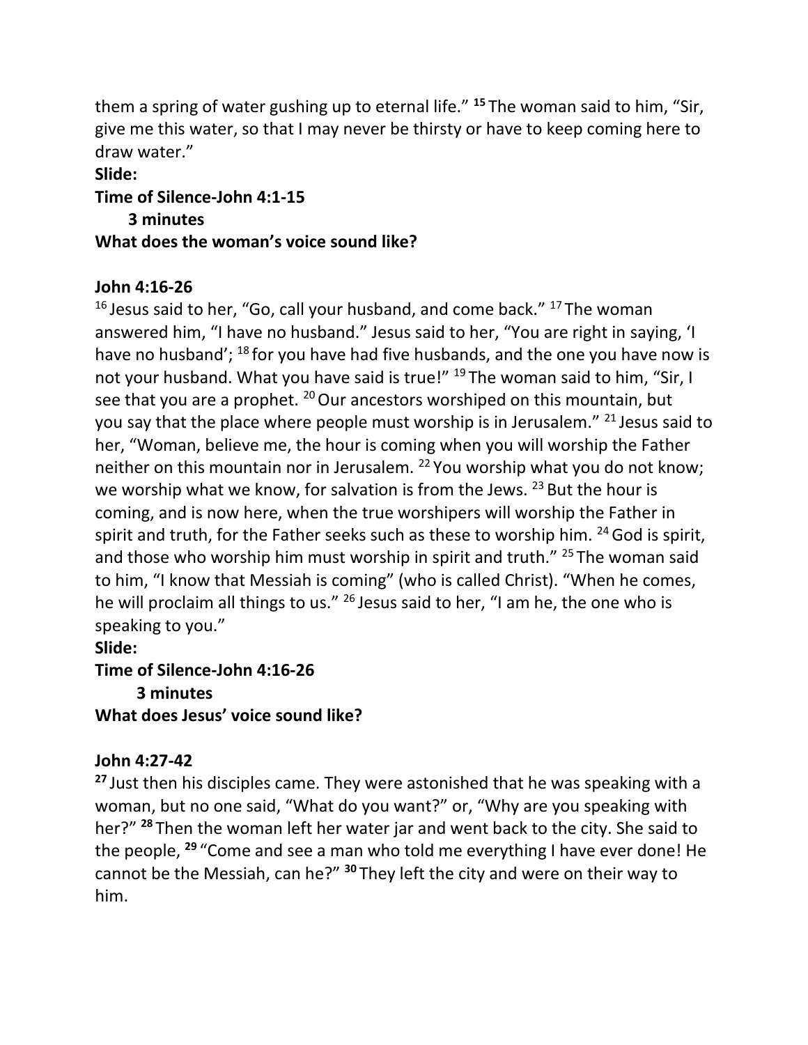them a spring of water gushing up to eternal life." **[15]** The woman said to him, "Sir, give me this water, so that I may never be thirsty or have to keep coming here to draw water."

**Slide:**

**Time of Silence-John 4:1-15**

**3 minutes**

**What does the woman's voice sound like?**

**John 4:16-26**

[16] Jesus said to her, "Go, call your husband, and come back." [17] The woman answered him, "I have no husband." Jesus said to her, "You are right in saying, 'I have no husband'; [18] for you have had five husbands, and the one you have now is not your husband. What you have said is true!" [19] The woman said to him, "Sir, I see that you are a prophet. [20] Our ancestors worshiped on this mountain, but you say that the place where people must worship is in Jerusalem." [21] Jesus said to her, "Woman, believe me, the hour is coming when you will worship the Father neither on this mountain nor in Jerusalem. [22] You worship what you do not know; we worship what we know, for salvation is from the Jews. [23] But the hour is coming, and is now here, when the true worshipers will worship the Father in spirit and truth, for the Father seeks such as these to worship him. [24] God is spirit, and those who worship him must worship in spirit and truth." [25] The woman said to him, "I know that Messiah is coming" (who is called Christ). "When he comes, he will proclaim all things to us." [26] Jesus said to her, "I am he, the one who is speaking to you."

**Slide:**

**Time of Silence-John 4:16-26**

**3 minutes**

**What does Jesus' voice sound like?**

**John 4:27-42**

**[27]** Just then his disciples came. They were astonished that he was speaking with a woman, but no one said, "What do you want?" or, "Why are you speaking with her?" **[28]** Then the woman left her water jar and went back to the city. She said to the people, **[29]** "Come and see a man who told me everything I have ever done! He cannot be the Messiah, can he?" **[30]** They left the city and were on their way to him.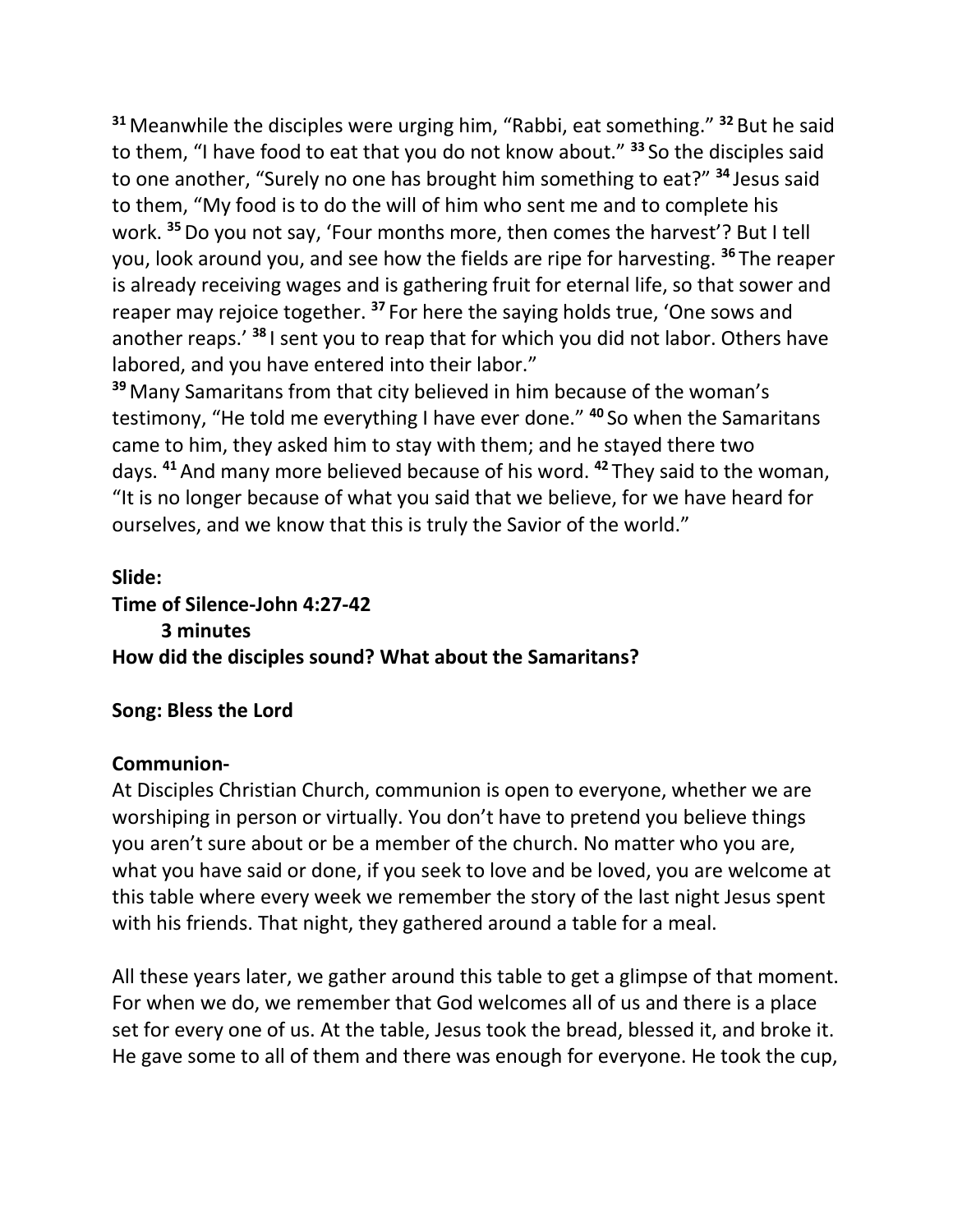[31] Meanwhile the disciples were urging him, "Rabbi, eat something." [32] But he said to them, "I have food to eat that you do not know about." [33] So the disciples said to one another, "Surely no one has brought him something to eat?" [34] Jesus said to them, "My food is to do the will of him who sent me and to complete his work. [35] Do you not say, 'Four months more, then comes the harvest'? But I tell you, look around you, and see how the fields are ripe for harvesting. [36] The reaper is already receiving wages and is gathering fruit for eternal life, so that sower and reaper may rejoice together. [37] For here the saying holds true, 'One sows and another reaps.' [38] I sent you to reap that for which you did not labor. Others have labored, and you have entered into their labor."

[39] Many Samaritans from that city believed in him because of the woman's testimony, "He told me everything I have ever done." [40] So when the Samaritans came to him, they asked him to stay with them; and he stayed there two days. [41] And many more believed because of his word. [42] They said to the woman, "It is no longer because of what you said that we believe, for we have heard for ourselves, and we know that this is truly the Savior of the world."

**Slide:**

**Time of Silence-John 4:27-42**

**3 minutes**

**How did the disciples sound? What about the Samaritans?**

**Song: Bless the Lord**

**Communion-**

At Disciples Christian Church, communion is open to everyone, whether we are worshiping in person or virtually. You don't have to pretend you believe things you aren't sure about or be a member of the church. No matter who you are, what you have said or done, if you seek to love and be loved, you are welcome at this table where every week we remember the story of the last night Jesus spent with his friends. That night, they gathered around a table for a meal.

All these years later, we gather around this table to get a glimpse of that moment. For when we do, we remember that God welcomes all of us and there is a place set for every one of us. At the table, Jesus took the bread, blessed it, and broke it. He gave some to all of them and there was enough for everyone. He took the cup,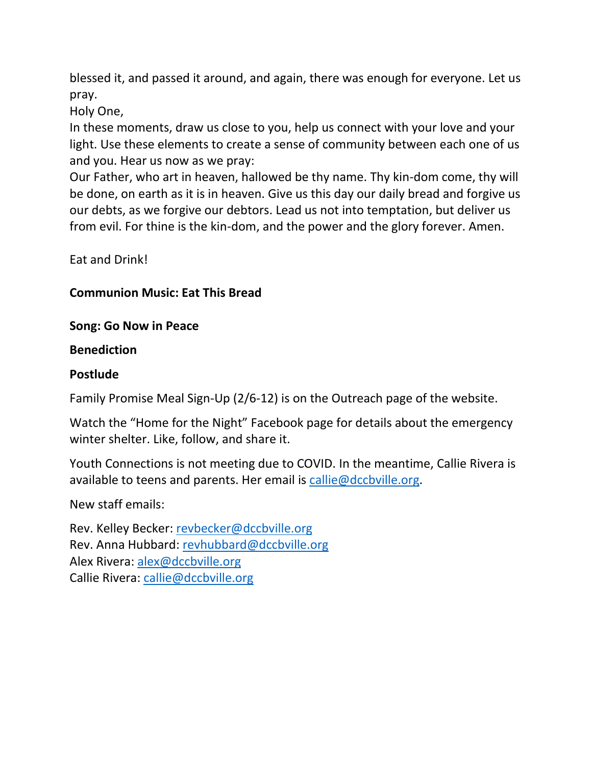blessed it, and passed it around, and again, there was enough for everyone. Let us pray.

Holy One,

In these moments, draw us close to you, help us connect with your love and your light. Use these elements to create a sense of community between each one of us and you. Hear us now as we pray:

Our Father, who art in heaven, hallowed be thy name. Thy kin-dom come, thy will be done, on earth as it is in heaven. Give us this day our daily bread and forgive us our debts, as we forgive our debtors. Lead us not into temptation, but deliver us from evil. For thine is the kin-dom, and the power and the glory forever. Amen.

Eat and Drink!

**Communion Music: Eat This Bread**

**Song: Go Now in Peace**

**Benediction**

**Postlude**

Family Promise Meal Sign-Up (2/6-12) is on the Outreach page of the website.

Watch the "Home for the Night" Facebook page for details about the emergency winter shelter. Like, follow, and share it.

Youth Connections is not meeting due to COVID. In the meantime, Callie Rivera is available to teens and parents. Her email is callie@dccbville.org.

New staff emails:

Rev. Kelley Becker: revbecker@dccbville.org
Rev. Anna Hubbard: revhubbard@dccbville.org
Alex Rivera: alex@dccbville.org
Callie Rivera: callie@dccbville.org